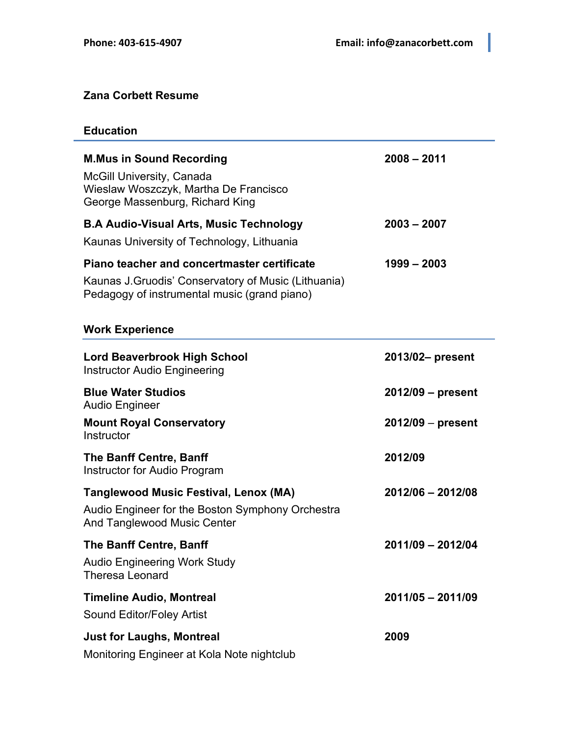Phone: 403-615-4907 Email: info@zanacorbett.com

# Zana Corbett Resume

## Education

**M.Mus in Sound Recording** **2008 – 2011**

McGill University, Canada
Wieslaw Woszczyk, Martha De Francisco
George Massenburg, Richard King

**B.A Audio-Visual Arts, Music Technology** **2003 – 2007**

Kaunas University of Technology, Lithuania

**Piano teacher and concertmaster certificate** **1999 – 2003**

Kaunas J.Gruodis' Conservatory of Music (Lithuania)
Pedagogy of instrumental music (grand piano)

## Work Experience

**Lord Beaverbrook High School** **2013/02– present**
Instructor Audio Engineering

**Blue Water Studios** **2012/09 – present**
Audio Engineer

**Mount Royal Conservatory** **2012/09 – present**
Instructor

**The Banff Centre, Banff** **2012/09**
Instructor for Audio Program

**Tanglewood Music Festival, Lenox (MA)** **2012/06 – 2012/08**

Audio Engineer for the Boston Symphony Orchestra
And Tanglewood Music Center

**The Banff Centre, Banff** **2011/09 – 2012/04**

Audio Engineering Work Study
Theresa Leonard

**Timeline Audio, Montreal** **2011/05 – 2011/09**

Sound Editor/Foley Artist

**Just for Laughs, Montreal** **2009**

Monitoring Engineer at Kola Note nightclub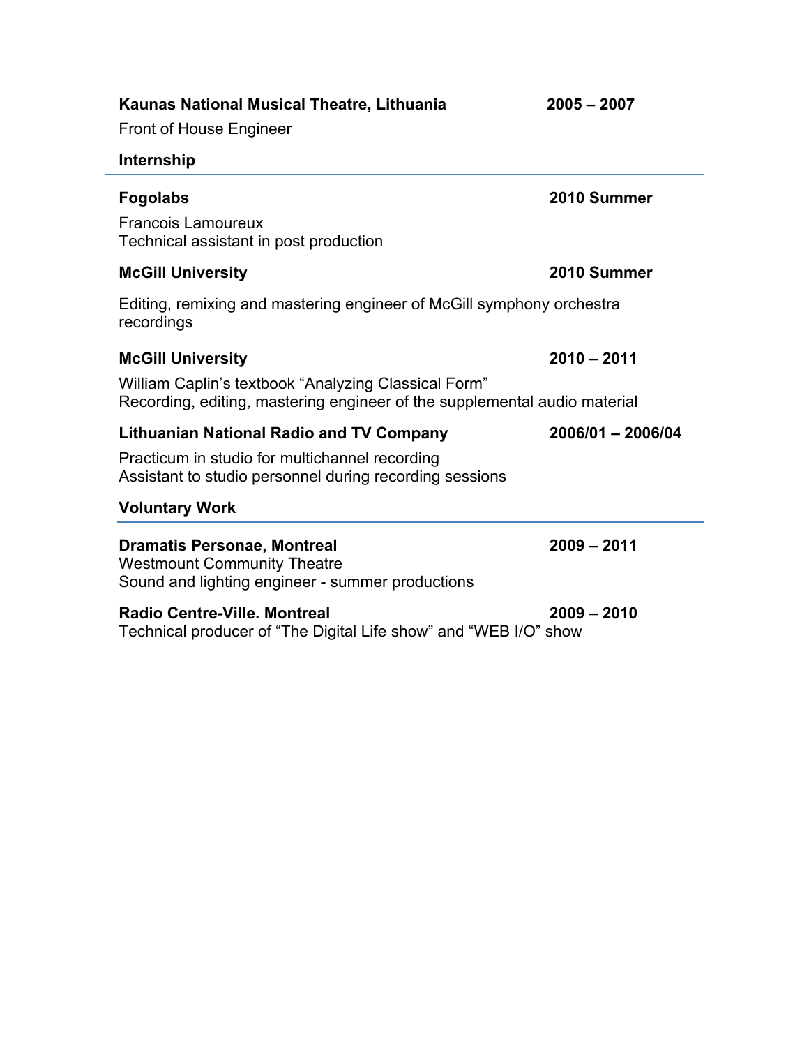**Kaunas National Musical Theatre, Lithuania** **2005 – 2007**

Front of House Engineer

## Internship

**Fogolabs** **2010 Summer**

Francois Lamoureux
Technical assistant in post production

**McGill University** **2010 Summer**

Editing, remixing and mastering engineer of McGill symphony orchestra recordings

**McGill University** **2010 – 2011**

William Caplin's textbook "Analyzing Classical Form"
Recording, editing, mastering engineer of the supplemental audio material

**Lithuanian National Radio and TV Company** **2006/01 – 2006/04**

Practicum in studio for multichannel recording
Assistant to studio personnel during recording sessions

## Voluntary Work

**Dramatis Personae, Montreal** **2009 – 2011**
Westmount Community Theatre
Sound and lighting engineer - summer productions

**Radio Centre-Ville. Montreal** **2009 – 2010**
Technical producer of "The Digital Life show" and "WEB I/O" show